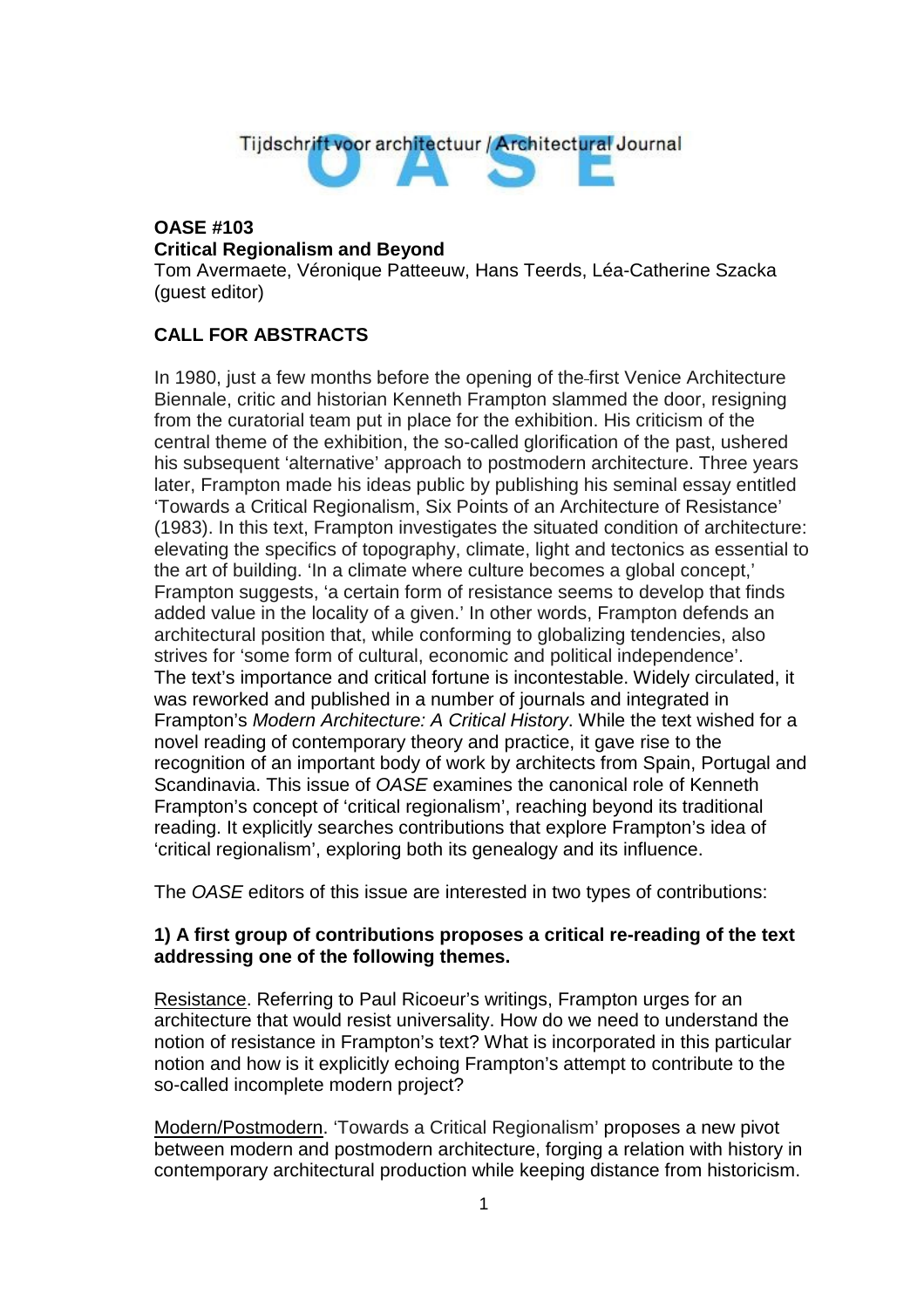Tijdschrift voor architectuur / Architectural Journal OASE

**OASE #103**
**Critical Regionalism and Beyond**
Tom Avermaete, Véronique Patteeuw, Hans Teerds, Léa-Catherine Szacka (guest editor)

## CALL FOR ABSTRACTS

In 1980, just a few months before the opening of the first Venice Architecture Biennale, critic and historian Kenneth Frampton slammed the door, resigning from the curatorial team put in place for the exhibition. His criticism of the central theme of the exhibition, the so-called glorification of the past, ushered his subsequent 'alternative' approach to postmodern architecture. Three years later, Frampton made his ideas public by publishing his seminal essay entitled 'Towards a Critical Regionalism, Six Points of an Architecture of Resistance' (1983). In this text, Frampton investigates the situated condition of architecture: elevating the specifics of topography, climate, light and tectonics as essential to the art of building. 'In a climate where culture becomes a global concept,' Frampton suggests, 'a certain form of resistance seems to develop that finds added value in the locality of a given.' In other words, Frampton defends an architectural position that, while conforming to globalizing tendencies, also strives for 'some form of cultural, economic and political independence'.
The text's importance and critical fortune is incontestable. Widely circulated, it was reworked and published in a number of journals and integrated in Frampton's *Modern Architecture: A Critical History*. While the text wished for a novel reading of contemporary theory and practice, it gave rise to the recognition of an important body of work by architects from Spain, Portugal and Scandinavia. This issue of *OASE* examines the canonical role of Kenneth Frampton's concept of 'critical regionalism', reaching beyond its traditional reading. It explicitly searches contributions that explore Frampton's idea of 'critical regionalism', exploring both its genealogy and its influence.

The *OASE* editors of this issue are interested in two types of contributions:

**1) A first group of contributions proposes a critical re-reading of the text addressing one of the following themes.**

Resistance. Referring to Paul Ricoeur's writings, Frampton urges for an architecture that would resist universality. How do we need to understand the notion of resistance in Frampton's text? What is incorporated in this particular notion and how is it explicitly echoing Frampton's attempt to contribute to the so-called incomplete modern project?

Modern/Postmodern. 'Towards a Critical Regionalism' proposes a new pivot between modern and postmodern architecture, forging a relation with history in contemporary architectural production while keeping distance from historicism.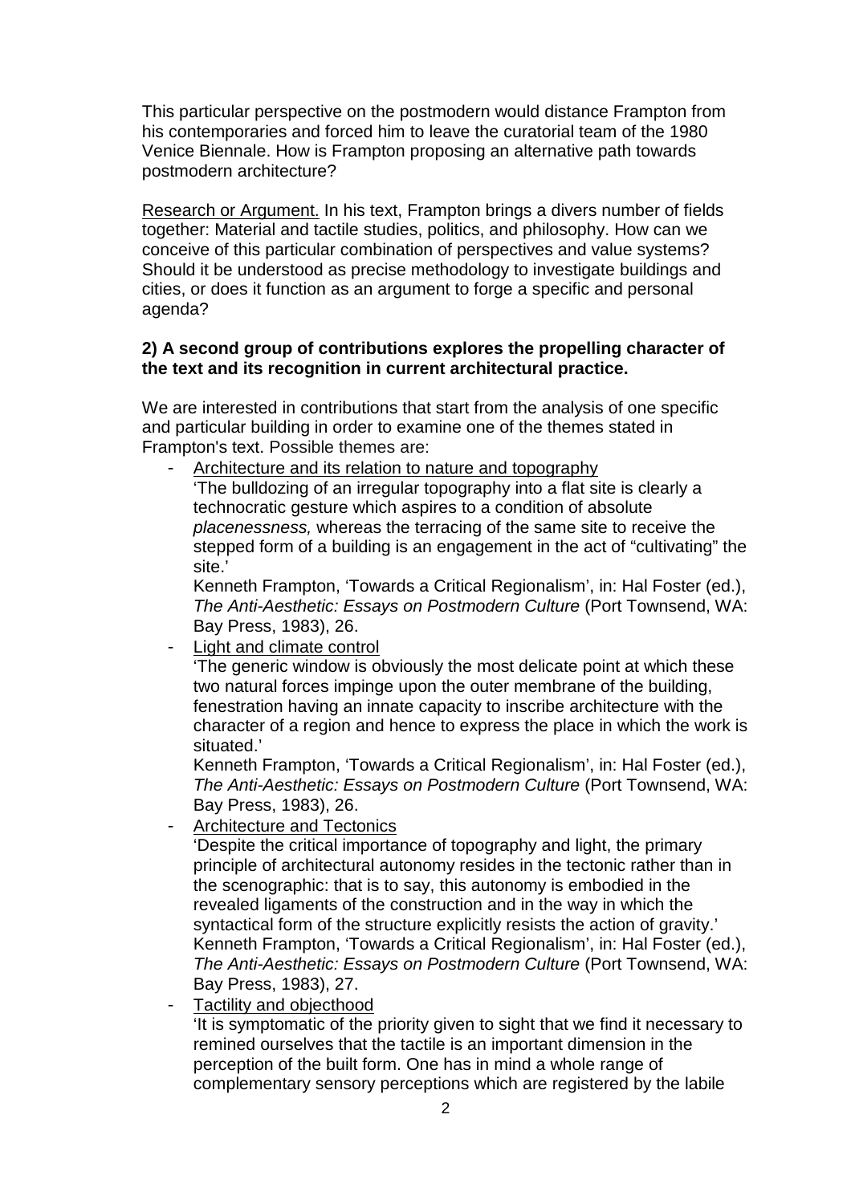This particular perspective on the postmodern would distance Frampton from his contemporaries and forced him to leave the curatorial team of the 1980 Venice Biennale. How is Frampton proposing an alternative path towards postmodern architecture?

<u>Research or Argument.</u> In his text, Frampton brings a divers number of fields together: Material and tactile studies, politics, and philosophy. How can we conceive of this particular combination of perspectives and value systems? Should it be understood as precise methodology to investigate buildings and cities, or does it function as an argument to forge a specific and personal agenda?

**2) A second group of contributions explores the propelling character of the text and its recognition in current architectural practice.**

We are interested in contributions that start from the analysis of one specific and particular building in order to examine one of the themes stated in Frampton's text. Possible themes are:

- <u>Architecture and its relation to nature and topography</u>
  'The bulldozing of an irregular topography into a flat site is clearly a technocratic gesture which aspires to a condition of absolute *placenessness,* whereas the terracing of the same site to receive the stepped form of a building is an engagement in the act of "cultivating" the site.'
  Kenneth Frampton, 'Towards a Critical Regionalism', in: Hal Foster (ed.), *The Anti-Aesthetic: Essays on Postmodern Culture* (Port Townsend, WA: Bay Press, 1983), 26.
- <u>Light and climate control</u>
  'The generic window is obviously the most delicate point at which these two natural forces impinge upon the outer membrane of the building, fenestration having an innate capacity to inscribe architecture with the character of a region and hence to express the place in which the work is situated.'
  Kenneth Frampton, 'Towards a Critical Regionalism', in: Hal Foster (ed.), *The Anti-Aesthetic: Essays on Postmodern Culture* (Port Townsend, WA: Bay Press, 1983), 26.
- <u>Architecture and Tectonics</u>
  'Despite the critical importance of topography and light, the primary principle of architectural autonomy resides in the tectonic rather than in the scenographic: that is to say, this autonomy is embodied in the revealed ligaments of the construction and in the way in which the syntactical form of the structure explicitly resists the action of gravity.'
  Kenneth Frampton, 'Towards a Critical Regionalism', in: Hal Foster (ed.), *The Anti-Aesthetic: Essays on Postmodern Culture* (Port Townsend, WA: Bay Press, 1983), 27.
- <u>Tactility and objecthood</u>
  'It is symptomatic of the priority given to sight that we find it necessary to remined ourselves that the tactile is an important dimension in the perception of the built form. One has in mind a whole range of complementary sensory perceptions which are registered by the labile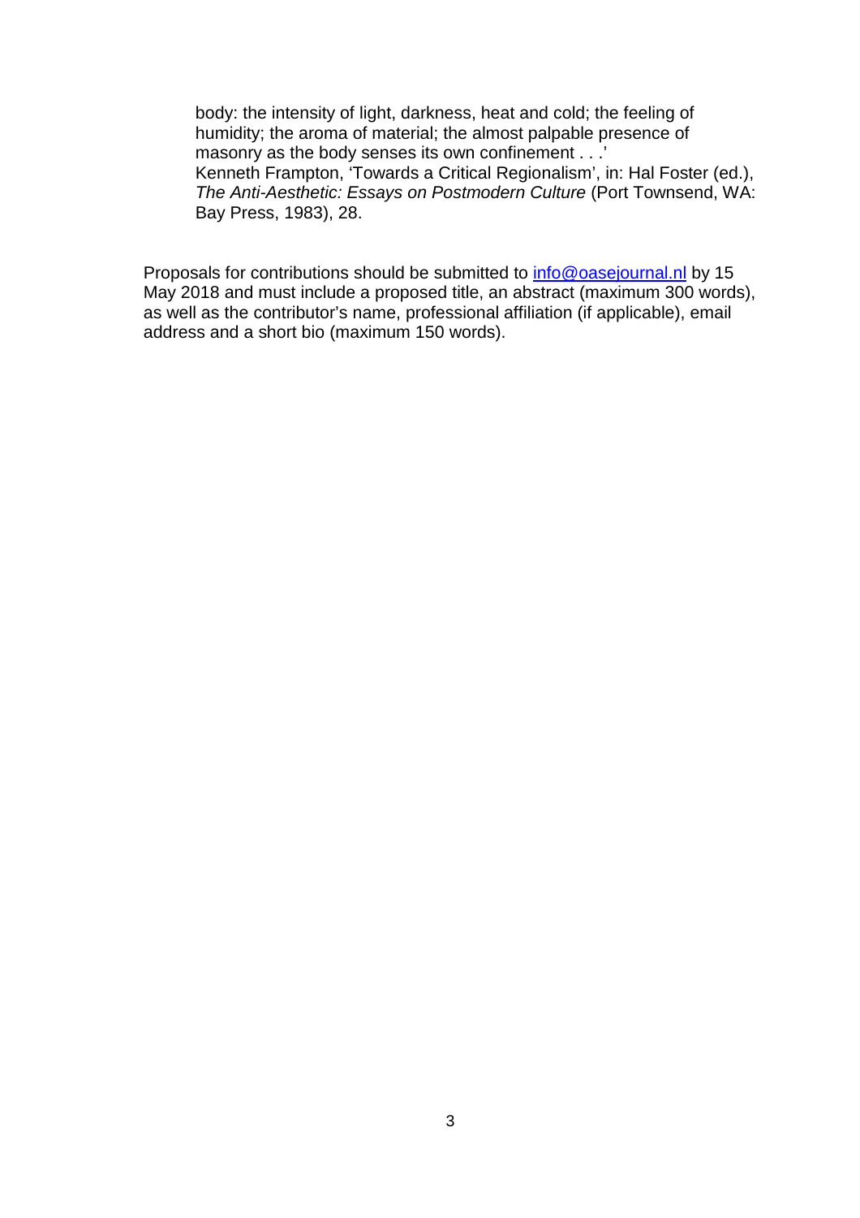> body: the intensity of light, darkness, heat and cold; the feeling of humidity; the aroma of material; the almost palpable presence of masonry as the body senses its own confinement . . .'
> Kenneth Frampton, 'Towards a Critical Regionalism', in: Hal Foster (ed.), *The Anti-Aesthetic: Essays on Postmodern Culture* (Port Townsend, WA: Bay Press, 1983), 28.

Proposals for contributions should be submitted to [info@oasejournal.nl](mailto:info@oasejournal.nl) by 15 May 2018 and must include a proposed title, an abstract (maximum 300 words), as well as the contributor's name, professional affiliation (if applicable), email address and a short bio (maximum 150 words).